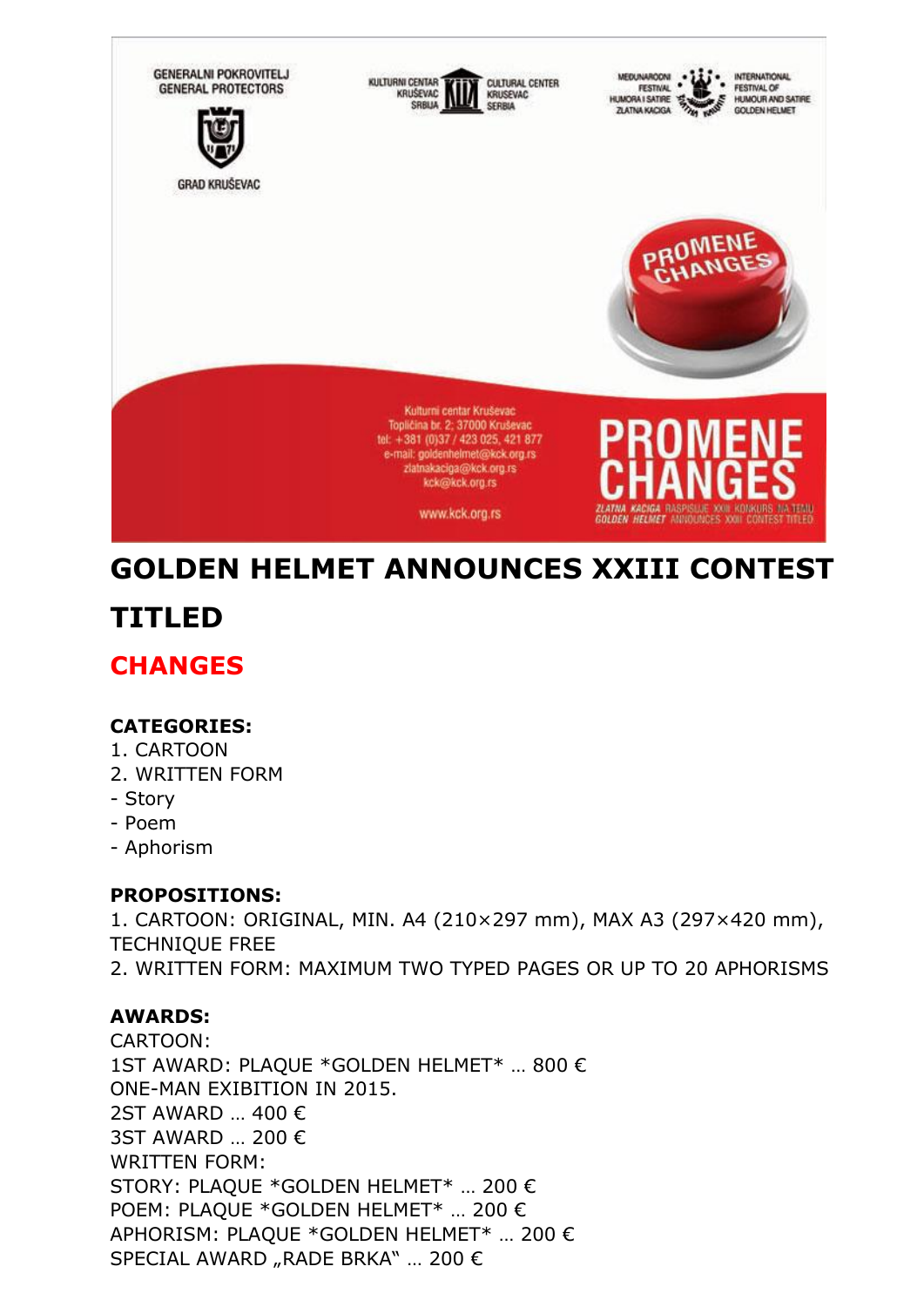GENERALNI POKROVITELJ
GENERAL PROTECTORS

GRAD KRUŠEVAC

KULTURNI CENTAR KRUŠEVAC SRBIJA — CULTURAL CENTER KRUSEVAC SERBIA

MEĐUNARODNI FESTIVAL HUMORA I SATIRE ZLATNA KACIGA — INTERNATIONAL FESTIVAL OF HUMOUR AND SATIRE GOLDEN HELMET

PROMENE CHANGES

Kulturni centar Kruševac
Topličina br. 2; 37000 Kruševac
tel: +381 (0)37 / 423 025, 421 877
e-mail: goldenhelmet@kck.org.rs
zlatnakaciga@kck.org.rs
kck@kck.org.rs

www.kck.org.rs

PROMENE CHANGES

ZLATNA KACIGA RASPISUJE XXIII KONKURS NA TEMU
GOLDEN HELMET ANNOUNCES XXIII CONTEST TITLED

# GOLDEN HELMET ANNOUNCES XXIII CONTEST TITLED

## CHANGES

**CATEGORIES:**

1. CARTOON
2. WRITTEN FORM
- Story
- Poem
- Aphorism

**PROPOSITIONS:**

1. CARTOON: ORIGINAL, MIN. A4 (210×297 mm), MAX A3 (297×420 mm), TECHNIQUE FREE
2. WRITTEN FORM: MAXIMUM TWO TYPED PAGES OR UP TO 20 APHORISMS

**AWARDS:**

CARTOON:
1ST AWARD: PLAQUE *GOLDEN HELMET* … 800 €
ONE-MAN EXIBITION IN 2015.
2ST AWARD … 400 €
3ST AWARD … 200 €
WRITTEN FORM:
STORY: PLAQUE *GOLDEN HELMET* … 200 €
POEM: PLAQUE *GOLDEN HELMET* … 200 €
APHORISM: PLAQUE *GOLDEN HELMET* … 200 €
SPECIAL AWARD „RADE BRKA“ … 200 €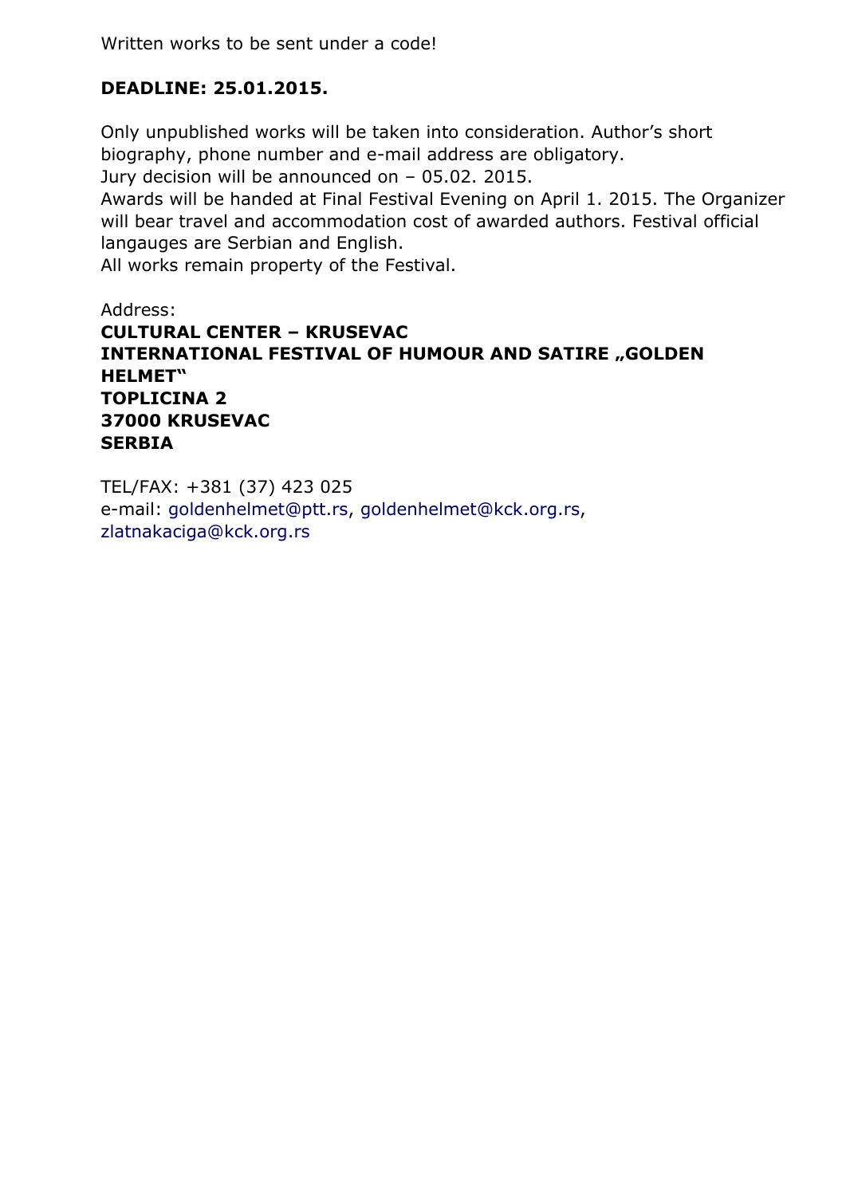Written works to be sent under a code!

**DEADLINE: 25.01.2015.**

Only unpublished works will be taken into consideration. Author's short biography, phone number and e-mail address are obligatory.
Jury decision will be announced on – 05.02. 2015.
Awards will be handed at Final Festival Evening on April 1. 2015. The Organizer will bear travel and accommodation cost of awarded authors. Festival official langauges are Serbian and English.
All works remain property of the Festival.

Address:
**CULTURAL CENTER – KRUSEVAC**
**INTERNATIONAL FESTIVAL OF HUMOUR AND SATIRE „GOLDEN HELMET"**
**TOPLICINA 2**
**37000 KRUSEVAC**
**SERBIA**

TEL/FAX: +381 (37) 423 025
e-mail: goldenhelmet@ptt.rs, goldenhelmet@kck.org.rs, zlatnakaciga@kck.org.rs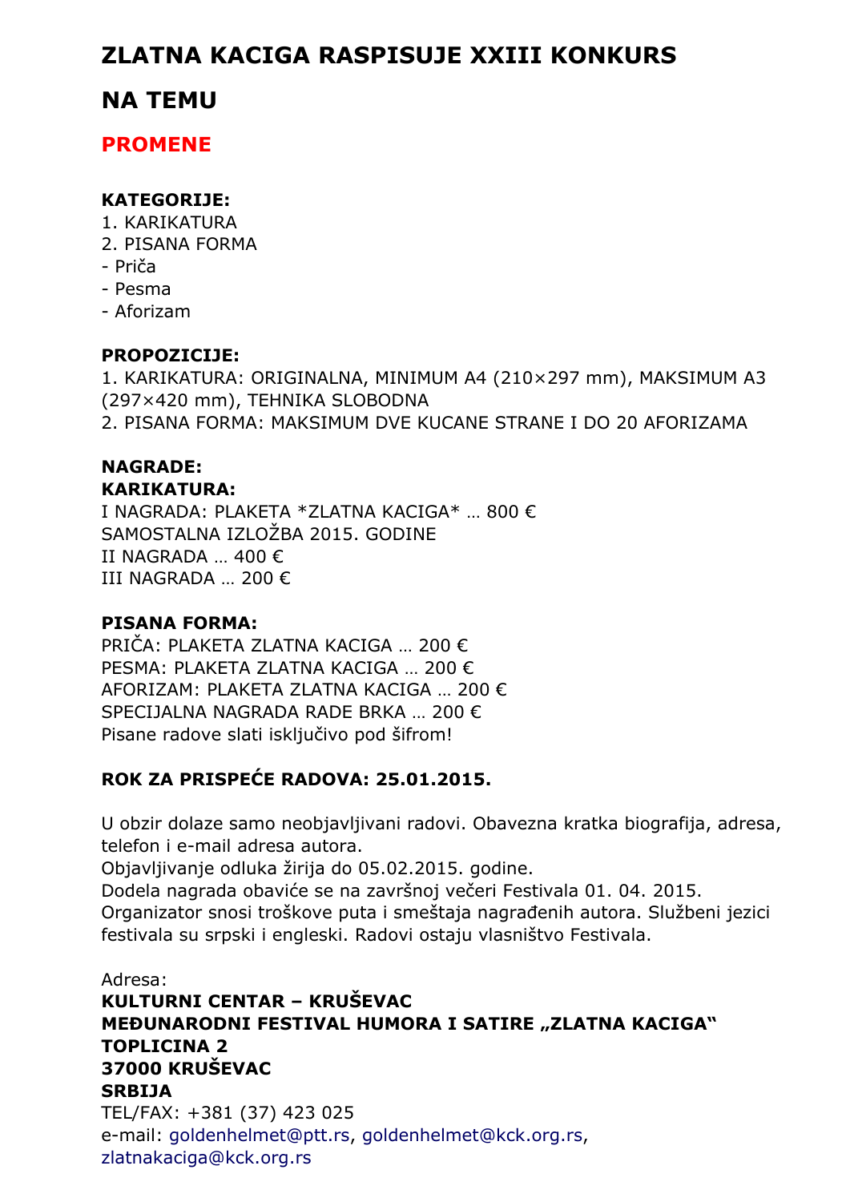# ZLATNA KACIGA RASPISUJE XXIII KONKURS

# NA TEMU

## PROMENE

**KATEGORIJE:**

1. KARIKATURA
2. PISANA FORMA
- Priča
- Pesma
- Aforizam

**PROPOZICIJE:**

1. KARIKATURA: ORIGINALNA, MINIMUM A4 (210×297 mm), MAKSIMUM A3 (297×420 mm), TEHNIKA SLOBODNA
2. PISANA FORMA: MAKSIMUM DVE KUCANE STRANE I DO 20 AFORIZAMA

**NAGRADE:**

**KARIKATURA:**

I NAGRADA: PLAKETA *ZLATNA KACIGA* … 800 €
SAMOSTALNA IZLOŽBA 2015. GODINE
II NAGRADA … 400 €
III NAGRADA … 200 €

**PISANA FORMA:**

PRIČA: PLAKETA ZLATNA KACIGA … 200 €
PESMA: PLAKETA ZLATNA KACIGA … 200 €
AFORIZAM: PLAKETA ZLATNA KACIGA … 200 €
SPECIJALNA NAGRADA RADE BRKA … 200 €
Pisane radove slati isključivo pod šifrom!

**ROK ZA PRISPEĆE RADOVA: 25.01.2015.**

U obzir dolaze samo neobjavljivani radovi. Obavezna kratka biografija, adresa, telefon i e-mail adresa autora.
Objavljivanje odluka žirija do 05.02.2015. godine.
Dodela nagrada obaviće se na završnoj večeri Festivala 01. 04. 2015.
Organizator snosi troškove puta i smeštaja nagrađenih autora. Službeni jezici festivala su srpski i engleski. Radovi ostaju vlasništvo Festivala.

Adresa:
**KULTURNI CENTAR – KRUŠEVAC**
**MEĐUNARODNI FESTIVAL HUMORA I SATIRE „ZLATNA KACIGA“**
**TOPLICINA 2**
**37000 KRUŠEVAC**
**SRBIJA**
TEL/FAX: +381 (37) 423 025
e-mail: goldenhelmet@ptt.rs, goldenhelmet@kck.org.rs, zlatnakaciga@kck.org.rs